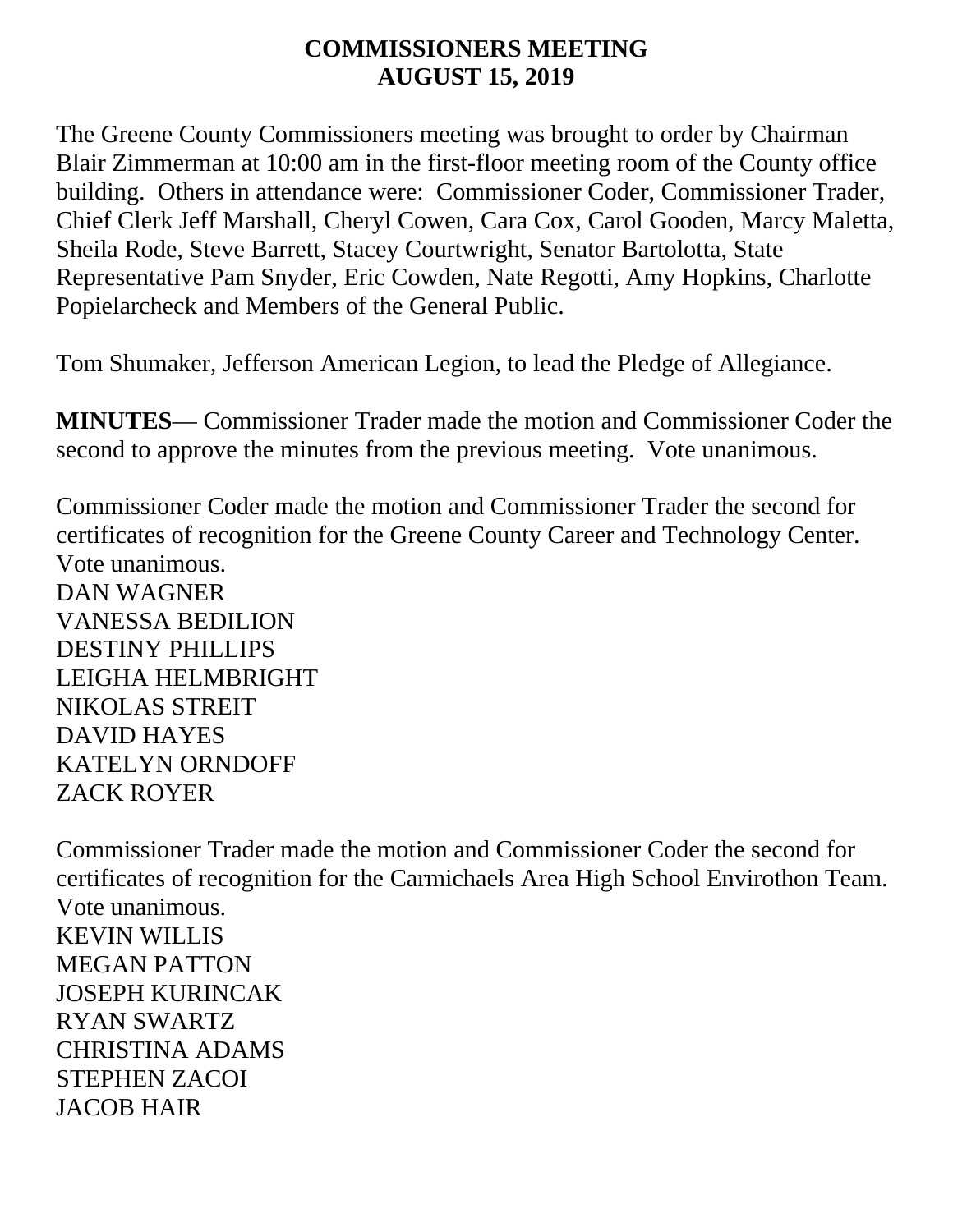# COMMISSIONERS MEETING
# AUGUST 15, 2019

The Greene County Commissioners meeting was brought to order by Chairman Blair Zimmerman at 10:00 am in the first-floor meeting room of the County office building. Others in attendance were: Commissioner Coder, Commissioner Trader, Chief Clerk Jeff Marshall, Cheryl Cowen, Cara Cox, Carol Gooden, Marcy Maletta, Sheila Rode, Steve Barrett, Stacey Courtwright, Senator Bartolotta, State Representative Pam Snyder, Eric Cowden, Nate Regotti, Amy Hopkins, Charlotte Popielarcheck and Members of the General Public.

Tom Shumaker, Jefferson American Legion, to lead the Pledge of Allegiance.

**MINUTES**— Commissioner Trader made the motion and Commissioner Coder the second to approve the minutes from the previous meeting. Vote unanimous.

Commissioner Coder made the motion and Commissioner Trader the second for certificates of recognition for the Greene County Career and Technology Center. Vote unanimous.

DAN WAGNER
VANESSA BEDILION
DESTINY PHILLIPS
LEIGHA HELMBRIGHT
NIKOLAS STREIT
DAVID HAYES
KATELYN ORNDOFF
ZACK ROYER

Commissioner Trader made the motion and Commissioner Coder the second for certificates of recognition for the Carmichaels Area High School Envirothon Team. Vote unanimous.

KEVIN WILLIS
MEGAN PATTON
JOSEPH KURINCAK
RYAN SWARTZ
CHRISTINA ADAMS
STEPHEN ZACOI
JACOB HAIR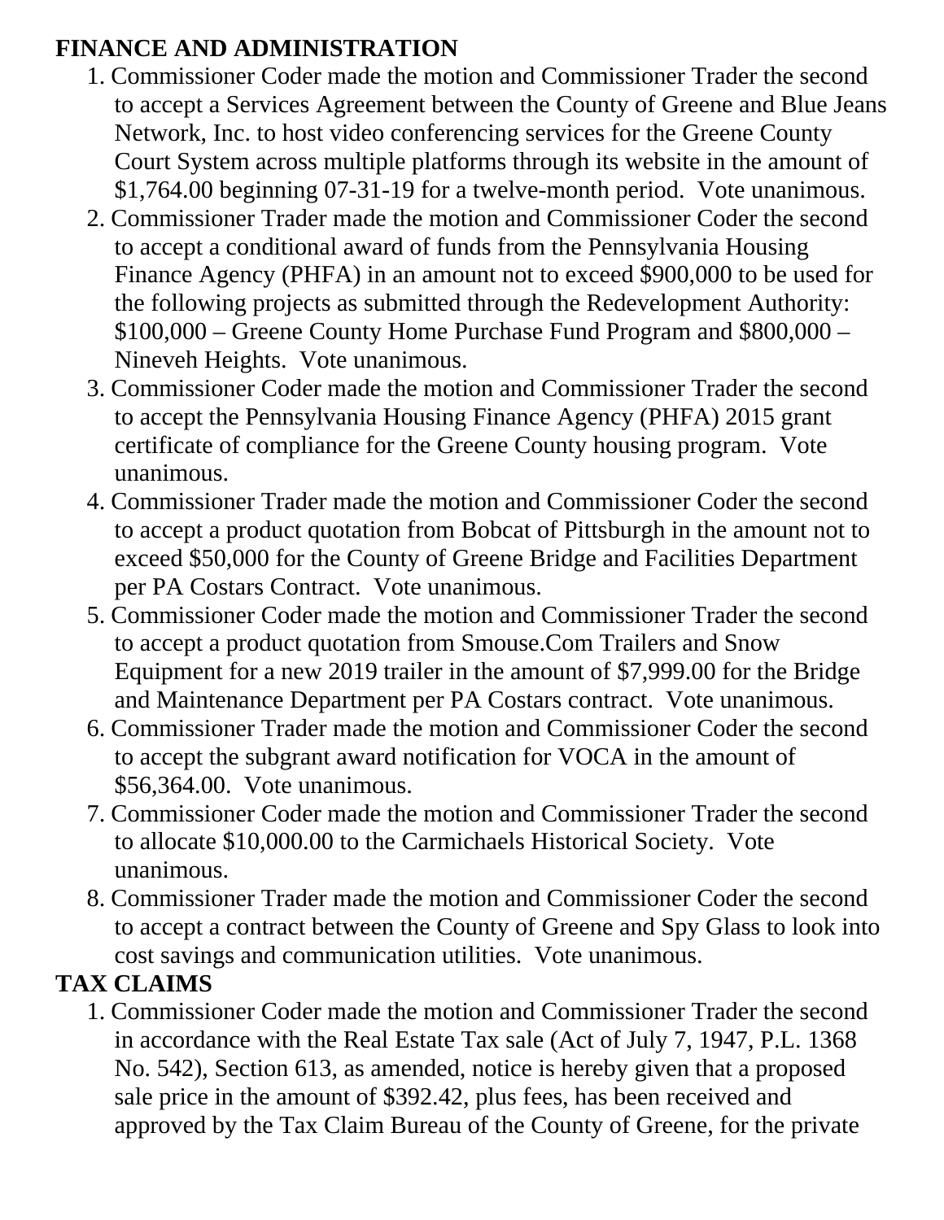**FINANCE AND ADMINISTRATION**

1. Commissioner Coder made the motion and Commissioner Trader the second to accept a Services Agreement between the County of Greene and Blue Jeans Network, Inc. to host video conferencing services for the Greene County Court System across multiple platforms through its website in the amount of $1,764.00 beginning 07-31-19 for a twelve-month period. Vote unanimous.
2. Commissioner Trader made the motion and Commissioner Coder the second to accept a conditional award of funds from the Pennsylvania Housing Finance Agency (PHFA) in an amount not to exceed $900,000 to be used for the following projects as submitted through the Redevelopment Authority: $100,000 – Greene County Home Purchase Fund Program and $800,000 – Nineveh Heights. Vote unanimous.
3. Commissioner Coder made the motion and Commissioner Trader the second to accept the Pennsylvania Housing Finance Agency (PHFA) 2015 grant certificate of compliance for the Greene County housing program. Vote unanimous.
4. Commissioner Trader made the motion and Commissioner Coder the second to accept a product quotation from Bobcat of Pittsburgh in the amount not to exceed $50,000 for the County of Greene Bridge and Facilities Department per PA Costars Contract. Vote unanimous.
5. Commissioner Coder made the motion and Commissioner Trader the second to accept a product quotation from Smouse.Com Trailers and Snow Equipment for a new 2019 trailer in the amount of $7,999.00 for the Bridge and Maintenance Department per PA Costars contract. Vote unanimous.
6. Commissioner Trader made the motion and Commissioner Coder the second to accept the subgrant award notification for VOCA in the amount of $56,364.00. Vote unanimous.
7. Commissioner Coder made the motion and Commissioner Trader the second to allocate $10,000.00 to the Carmichaels Historical Society. Vote unanimous.
8. Commissioner Trader made the motion and Commissioner Coder the second to accept a contract between the County of Greene and Spy Glass to look into cost savings and communication utilities. Vote unanimous.

**TAX CLAIMS**

1. Commissioner Coder made the motion and Commissioner Trader the second in accordance with the Real Estate Tax sale (Act of July 7, 1947, P.L. 1368 No. 542), Section 613, as amended, notice is hereby given that a proposed sale price in the amount of $392.42, plus fees, has been received and approved by the Tax Claim Bureau of the County of Greene, for the private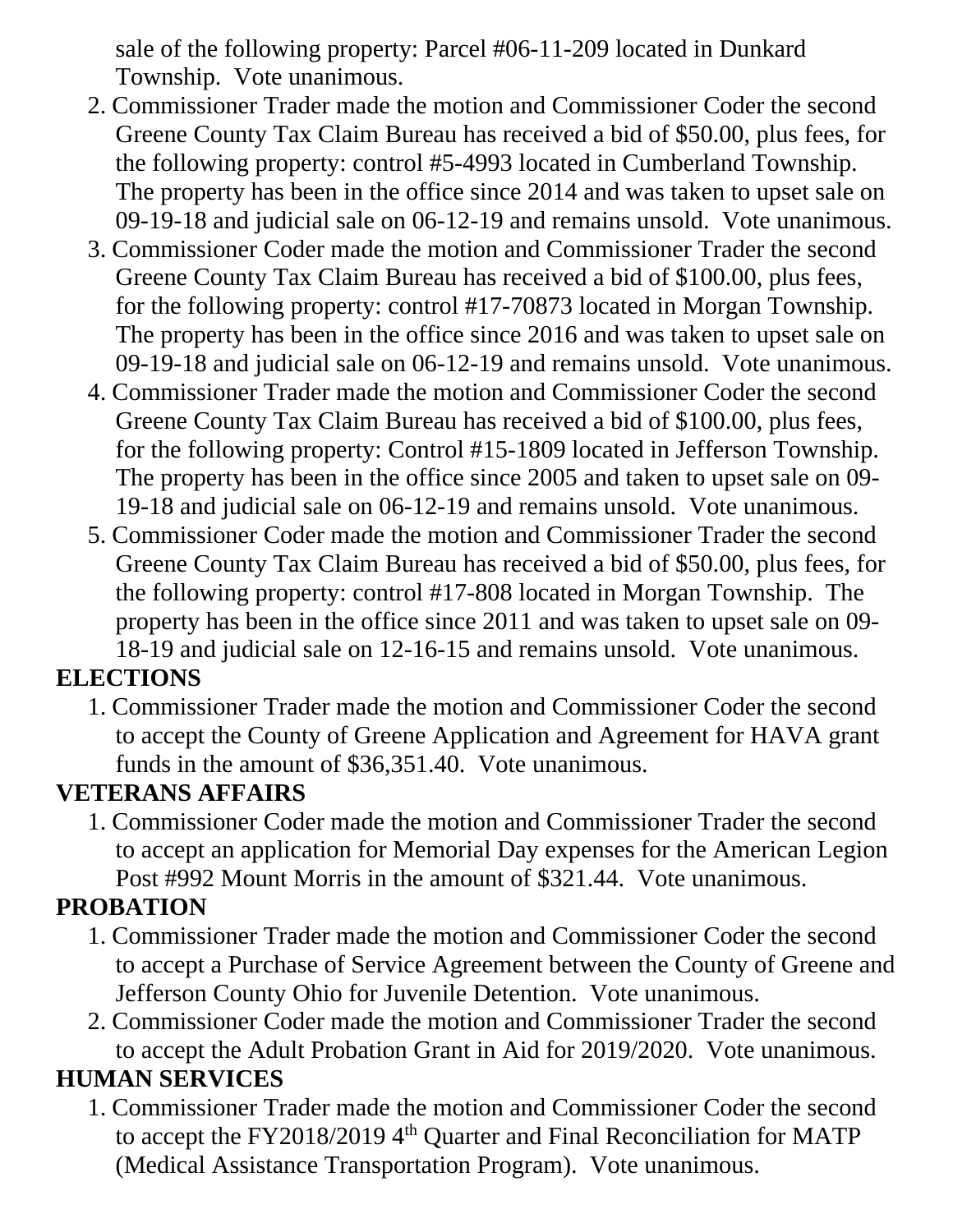sale of the following property: Parcel #06-11-209 located in Dunkard Township. Vote unanimous.

2. Commissioner Trader made the motion and Commissioner Coder the second Greene County Tax Claim Bureau has received a bid of $50.00, plus fees, for the following property: control #5-4993 located in Cumberland Township. The property has been in the office since 2014 and was taken to upset sale on 09-19-18 and judicial sale on 06-12-19 and remains unsold. Vote unanimous.
3. Commissioner Coder made the motion and Commissioner Trader the second Greene County Tax Claim Bureau has received a bid of $100.00, plus fees, for the following property: control #17-70873 located in Morgan Township. The property has been in the office since 2016 and was taken to upset sale on 09-19-18 and judicial sale on 06-12-19 and remains unsold. Vote unanimous.
4. Commissioner Trader made the motion and Commissioner Coder the second Greene County Tax Claim Bureau has received a bid of $100.00, plus fees, for the following property: Control #15-1809 located in Jefferson Township. The property has been in the office since 2005 and taken to upset sale on 09-19-18 and judicial sale on 06-12-19 and remains unsold. Vote unanimous.
5. Commissioner Coder made the motion and Commissioner Trader the second Greene County Tax Claim Bureau has received a bid of $50.00, plus fees, for the following property: control #17-808 located in Morgan Township. The property has been in the office since 2011 and was taken to upset sale on 09-18-19 and judicial sale on 12-16-15 and remains unsold. Vote unanimous.

**ELECTIONS**

1. Commissioner Trader made the motion and Commissioner Coder the second to accept the County of Greene Application and Agreement for HAVA grant funds in the amount of $36,351.40. Vote unanimous.

**VETERANS AFFAIRS**

1. Commissioner Coder made the motion and Commissioner Trader the second to accept an application for Memorial Day expenses for the American Legion Post #992 Mount Morris in the amount of $321.44. Vote unanimous.

**PROBATION**

1. Commissioner Trader made the motion and Commissioner Coder the second to accept a Purchase of Service Agreement between the County of Greene and Jefferson County Ohio for Juvenile Detention. Vote unanimous.
2. Commissioner Coder made the motion and Commissioner Trader the second to accept the Adult Probation Grant in Aid for 2019/2020. Vote unanimous.

**HUMAN SERVICES**

1. Commissioner Trader made the motion and Commissioner Coder the second to accept the FY2018/2019 4th Quarter and Final Reconciliation for MATP (Medical Assistance Transportation Program). Vote unanimous.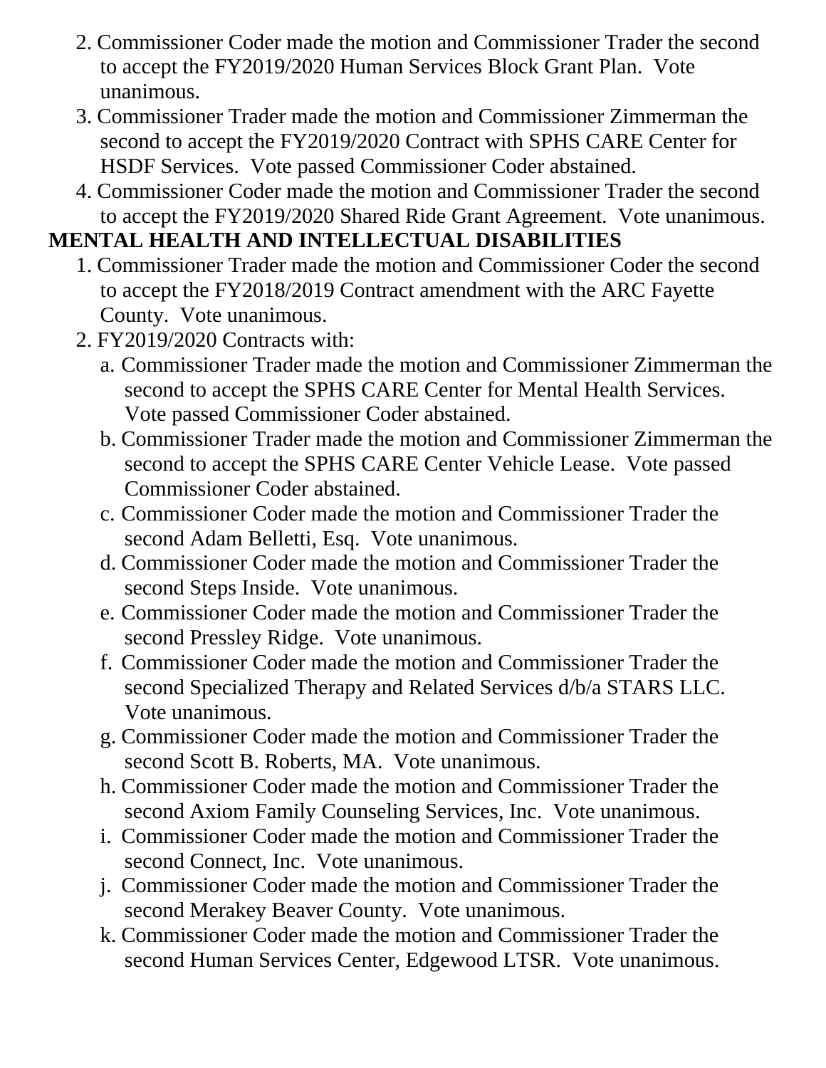2. Commissioner Coder made the motion and Commissioner Trader the second to accept the FY2019/2020 Human Services Block Grant Plan. Vote unanimous.
3. Commissioner Trader made the motion and Commissioner Zimmerman the second to accept the FY2019/2020 Contract with SPHS CARE Center for HSDF Services. Vote passed Commissioner Coder abstained.
4. Commissioner Coder made the motion and Commissioner Trader the second to accept the FY2019/2020 Shared Ride Grant Agreement. Vote unanimous.

**MENTAL HEALTH AND INTELLECTUAL DISABILITIES**

1. Commissioner Trader made the motion and Commissioner Coder the second to accept the FY2018/2019 Contract amendment with the ARC Fayette County. Vote unanimous.
2. FY2019/2020 Contracts with:
   a. Commissioner Trader made the motion and Commissioner Zimmerman the second to accept the SPHS CARE Center for Mental Health Services. Vote passed Commissioner Coder abstained.
   b. Commissioner Trader made the motion and Commissioner Zimmerman the second to accept the SPHS CARE Center Vehicle Lease. Vote passed Commissioner Coder abstained.
   c. Commissioner Coder made the motion and Commissioner Trader the second Adam Belletti, Esq. Vote unanimous.
   d. Commissioner Coder made the motion and Commissioner Trader the second Steps Inside. Vote unanimous.
   e. Commissioner Coder made the motion and Commissioner Trader the second Pressley Ridge. Vote unanimous.
   f. Commissioner Coder made the motion and Commissioner Trader the second Specialized Therapy and Related Services d/b/a STARS LLC. Vote unanimous.
   g. Commissioner Coder made the motion and Commissioner Trader the second Scott B. Roberts, MA. Vote unanimous.
   h. Commissioner Coder made the motion and Commissioner Trader the second Axiom Family Counseling Services, Inc. Vote unanimous.
   i. Commissioner Coder made the motion and Commissioner Trader the second Connect, Inc. Vote unanimous.
   j. Commissioner Coder made the motion and Commissioner Trader the second Merakey Beaver County. Vote unanimous.
   k. Commissioner Coder made the motion and Commissioner Trader the second Human Services Center, Edgewood LTSR. Vote unanimous.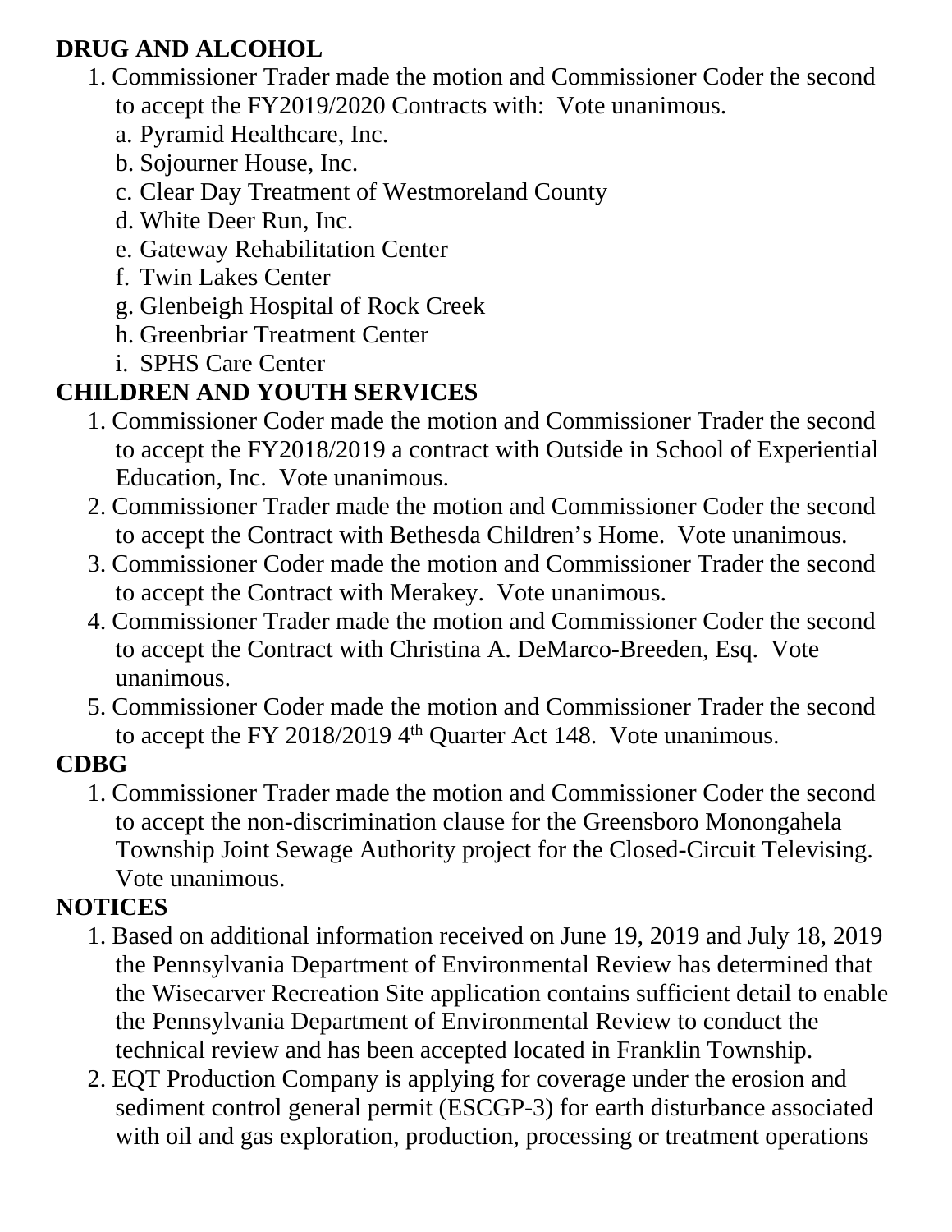**DRUG AND ALCOHOL**

1. Commissioner Trader made the motion and Commissioner Coder the second to accept the FY2019/2020 Contracts with: Vote unanimous.
   a. Pyramid Healthcare, Inc.
   b. Sojourner House, Inc.
   c. Clear Day Treatment of Westmoreland County
   d. White Deer Run, Inc.
   e. Gateway Rehabilitation Center
   f. Twin Lakes Center
   g. Glenbeigh Hospital of Rock Creek
   h. Greenbriar Treatment Center
   i. SPHS Care Center

**CHILDREN AND YOUTH SERVICES**

1. Commissioner Coder made the motion and Commissioner Trader the second to accept the FY2018/2019 a contract with Outside in School of Experiential Education, Inc. Vote unanimous.
2. Commissioner Trader made the motion and Commissioner Coder the second to accept the Contract with Bethesda Children's Home. Vote unanimous.
3. Commissioner Coder made the motion and Commissioner Trader the second to accept the Contract with Merakey. Vote unanimous.
4. Commissioner Trader made the motion and Commissioner Coder the second to accept the Contract with Christina A. DeMarco-Breeden, Esq. Vote unanimous.
5. Commissioner Coder made the motion and Commissioner Trader the second to accept the FY 2018/2019 4th Quarter Act 148. Vote unanimous.

**CDBG**

1. Commissioner Trader made the motion and Commissioner Coder the second to accept the non-discrimination clause for the Greensboro Monongahela Township Joint Sewage Authority project for the Closed-Circuit Televising. Vote unanimous.

**NOTICES**

1. Based on additional information received on June 19, 2019 and July 18, 2019 the Pennsylvania Department of Environmental Review has determined that the Wisecarver Recreation Site application contains sufficient detail to enable the Pennsylvania Department of Environmental Review to conduct the technical review and has been accepted located in Franklin Township.
2. EQT Production Company is applying for coverage under the erosion and sediment control general permit (ESCGP-3) for earth disturbance associated with oil and gas exploration, production, processing or treatment operations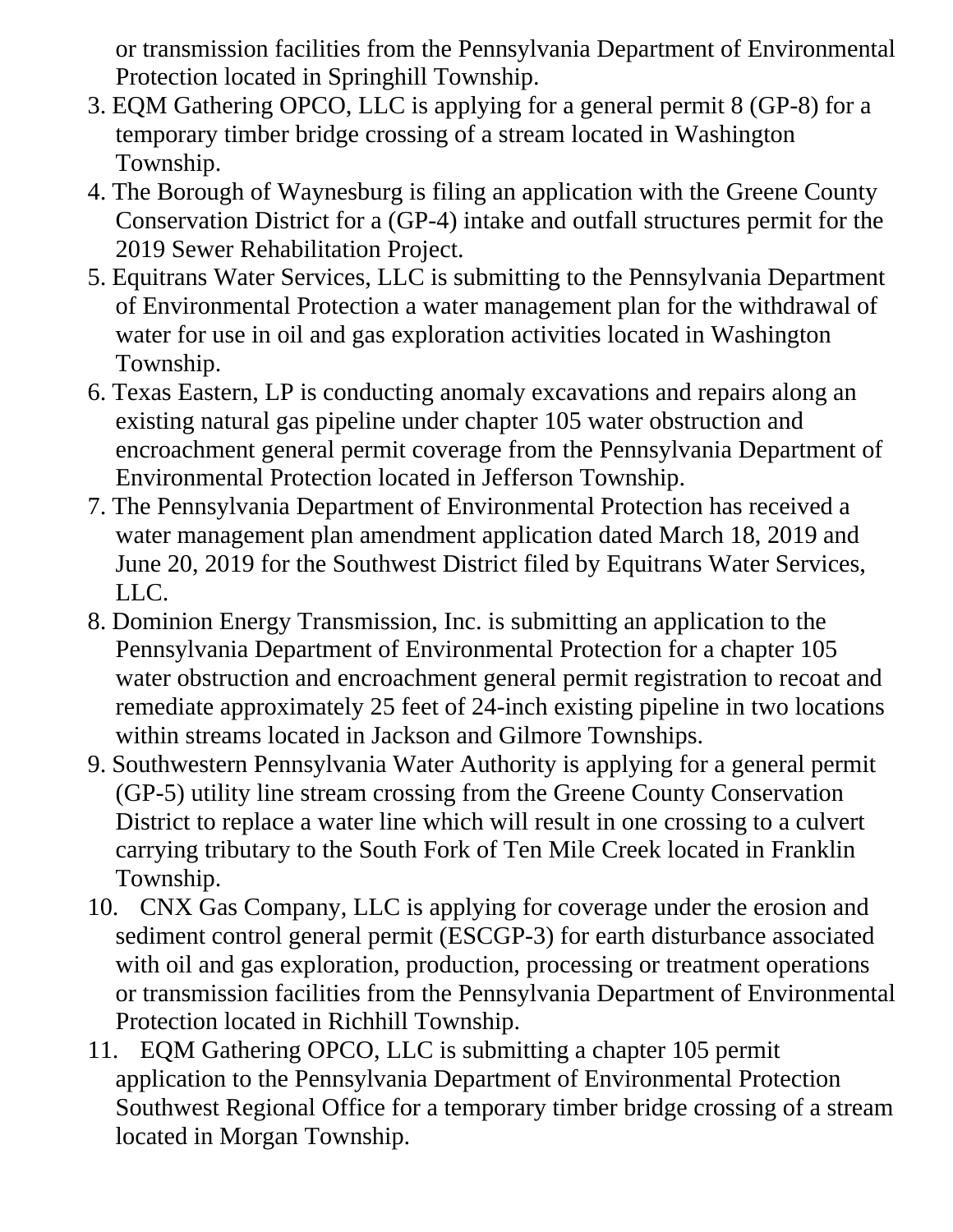or transmission facilities from the Pennsylvania Department of Environmental Protection located in Springhill Township.

3. EQM Gathering OPCO, LLC is applying for a general permit 8 (GP-8) for a temporary timber bridge crossing of a stream located in Washington Township.
4. The Borough of Waynesburg is filing an application with the Greene County Conservation District for a (GP-4) intake and outfall structures permit for the 2019 Sewer Rehabilitation Project.
5. Equitrans Water Services, LLC is submitting to the Pennsylvania Department of Environmental Protection a water management plan for the withdrawal of water for use in oil and gas exploration activities located in Washington Township.
6. Texas Eastern, LP is conducting anomaly excavations and repairs along an existing natural gas pipeline under chapter 105 water obstruction and encroachment general permit coverage from the Pennsylvania Department of Environmental Protection located in Jefferson Township.
7. The Pennsylvania Department of Environmental Protection has received a water management plan amendment application dated March 18, 2019 and June 20, 2019 for the Southwest District filed by Equitrans Water Services, LLC.
8. Dominion Energy Transmission, Inc. is submitting an application to the Pennsylvania Department of Environmental Protection for a chapter 105 water obstruction and encroachment general permit registration to recoat and remediate approximately 25 feet of 24-inch existing pipeline in two locations within streams located in Jackson and Gilmore Townships.
9. Southwestern Pennsylvania Water Authority is applying for a general permit (GP-5) utility line stream crossing from the Greene County Conservation District to replace a water line which will result in one crossing to a culvert carrying tributary to the South Fork of Ten Mile Creek located in Franklin Township.
10. CNX Gas Company, LLC is applying for coverage under the erosion and sediment control general permit (ESCGP-3) for earth disturbance associated with oil and gas exploration, production, processing or treatment operations or transmission facilities from the Pennsylvania Department of Environmental Protection located in Richhill Township.
11. EQM Gathering OPCO, LLC is submitting a chapter 105 permit application to the Pennsylvania Department of Environmental Protection Southwest Regional Office for a temporary timber bridge crossing of a stream located in Morgan Township.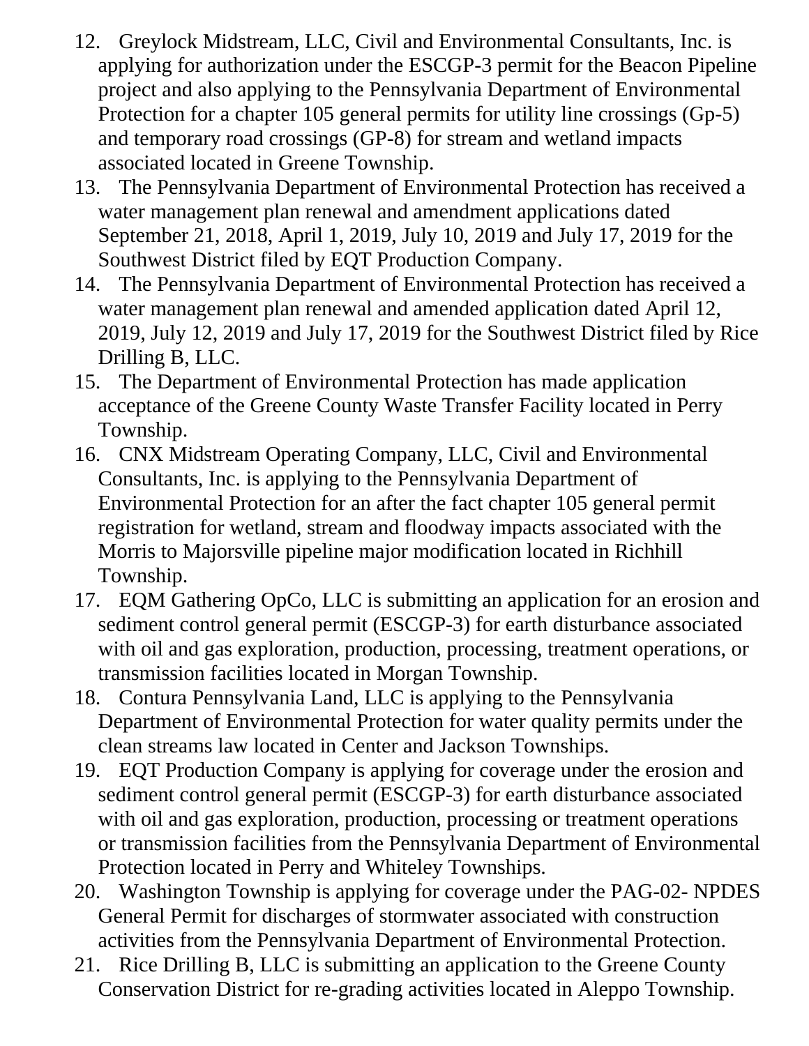12. Greylock Midstream, LLC, Civil and Environmental Consultants, Inc. is applying for authorization under the ESCGP-3 permit for the Beacon Pipeline project and also applying to the Pennsylvania Department of Environmental Protection for a chapter 105 general permits for utility line crossings (Gp-5) and temporary road crossings (GP-8) for stream and wetland impacts associated located in Greene Township.
13. The Pennsylvania Department of Environmental Protection has received a water management plan renewal and amendment applications dated September 21, 2018, April 1, 2019, July 10, 2019 and July 17, 2019 for the Southwest District filed by EQT Production Company.
14. The Pennsylvania Department of Environmental Protection has received a water management plan renewal and amended application dated April 12, 2019, July 12, 2019 and July 17, 2019 for the Southwest District filed by Rice Drilling B, LLC.
15. The Department of Environmental Protection has made application acceptance of the Greene County Waste Transfer Facility located in Perry Township.
16. CNX Midstream Operating Company, LLC, Civil and Environmental Consultants, Inc. is applying to the Pennsylvania Department of Environmental Protection for an after the fact chapter 105 general permit registration for wetland, stream and floodway impacts associated with the Morris to Majorsville pipeline major modification located in Richhill Township.
17. EQM Gathering OpCo, LLC is submitting an application for an erosion and sediment control general permit (ESCGP-3) for earth disturbance associated with oil and gas exploration, production, processing, treatment operations, or transmission facilities located in Morgan Township.
18. Contura Pennsylvania Land, LLC is applying to the Pennsylvania Department of Environmental Protection for water quality permits under the clean streams law located in Center and Jackson Townships.
19. EQT Production Company is applying for coverage under the erosion and sediment control general permit (ESCGP-3) for earth disturbance associated with oil and gas exploration, production, processing or treatment operations or transmission facilities from the Pennsylvania Department of Environmental Protection located in Perry and Whiteley Townships.
20. Washington Township is applying for coverage under the PAG-02- NPDES General Permit for discharges of stormwater associated with construction activities from the Pennsylvania Department of Environmental Protection.
21. Rice Drilling B, LLC is submitting an application to the Greene County Conservation District for re-grading activities located in Aleppo Township.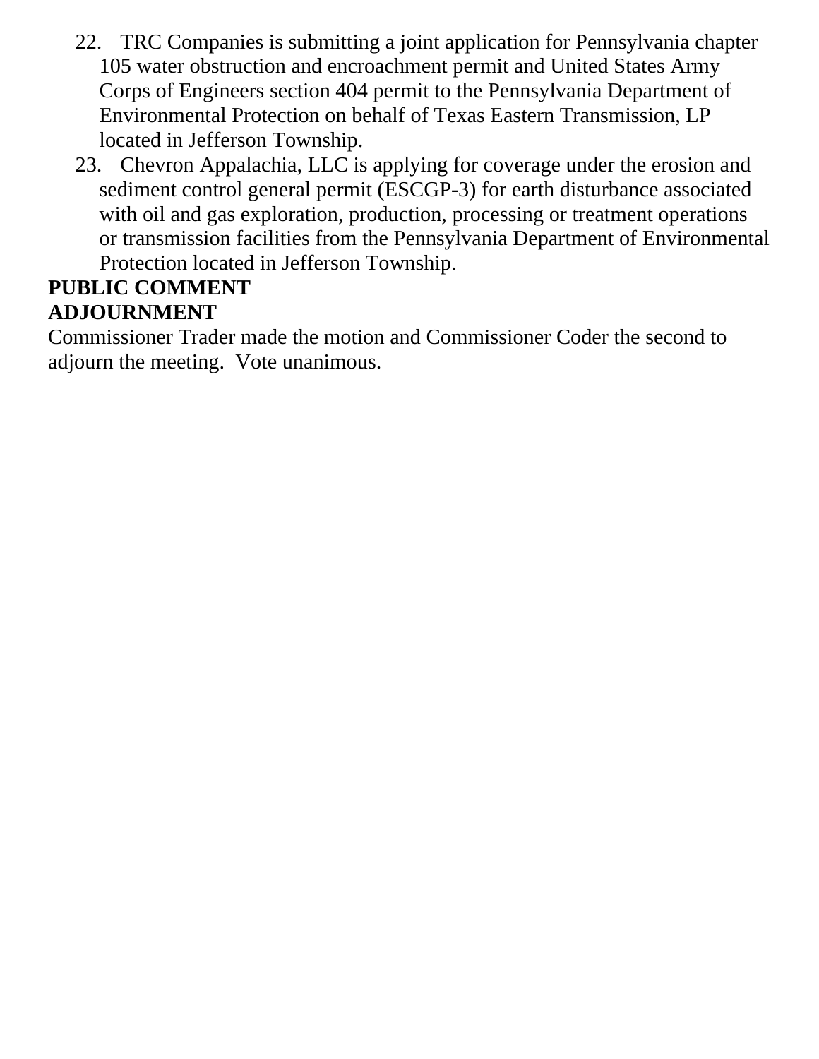22. TRC Companies is submitting a joint application for Pennsylvania chapter 105 water obstruction and encroachment permit and United States Army Corps of Engineers section 404 permit to the Pennsylvania Department of Environmental Protection on behalf of Texas Eastern Transmission, LP located in Jefferson Township.
23. Chevron Appalachia, LLC is applying for coverage under the erosion and sediment control general permit (ESCGP-3) for earth disturbance associated with oil and gas exploration, production, processing or treatment operations or transmission facilities from the Pennsylvania Department of Environmental Protection located in Jefferson Township.

**PUBLIC COMMENT**

**ADJOURNMENT**

Commissioner Trader made the motion and Commissioner Coder the second to adjourn the meeting. Vote unanimous.